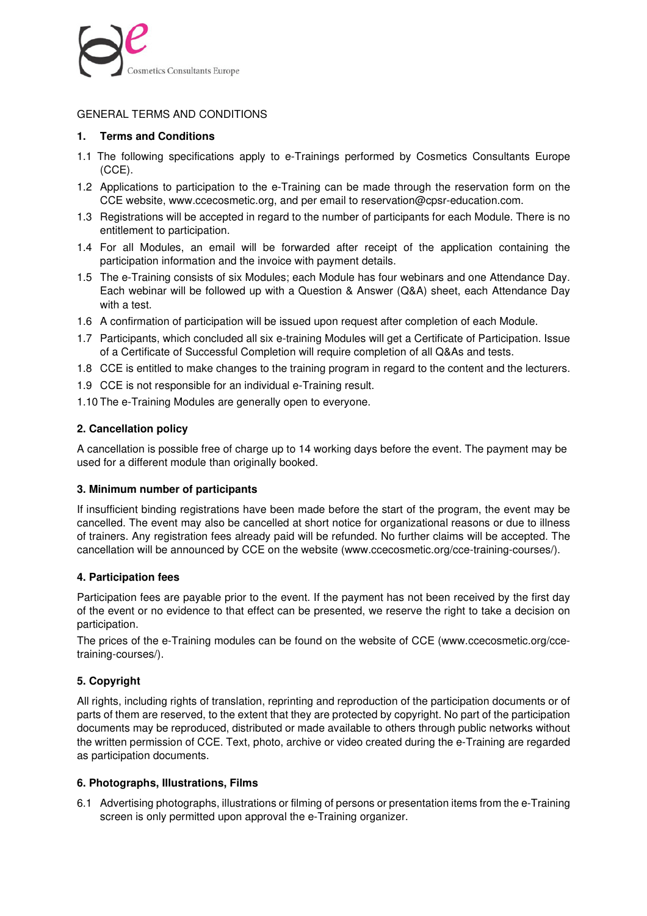Cosmetics Consultants Europe

GENERAL TERMS AND CONDITIONS

**1. Terms and Conditions**

1.1 The following specifications apply to e-Trainings performed by Cosmetics Consultants Europe (CCE).

1.2 Applications to participation to the e-Training can be made through the reservation form on the CCE website, www.ccecosmetic.org, and per email to reservation@cpsr-education.com.

1.3 Registrations will be accepted in regard to the number of participants for each Module. There is no entitlement to participation.

1.4 For all Modules, an email will be forwarded after receipt of the application containing the participation information and the invoice with payment details.

1.5 The e-Training consists of six Modules; each Module has four webinars and one Attendance Day. Each webinar will be followed up with a Question & Answer (Q&A) sheet, each Attendance Day with a test.

1.6 A confirmation of participation will be issued upon request after completion of each Module.

1.7 Participants, which concluded all six e-training Modules will get a Certificate of Participation. Issue of a Certificate of Successful Completion will require completion of all Q&As and tests.

1.8 CCE is entitled to make changes to the training program in regard to the content and the lecturers.

1.9 CCE is not responsible for an individual e-Training result.

1.10 The e-Training Modules are generally open to everyone.

**2. Cancellation policy**

A cancellation is possible free of charge up to 14 working days before the event. The payment may be used for a different module than originally booked.

**3. Minimum number of participants**

If insufficient binding registrations have been made before the start of the program, the event may be cancelled. The event may also be cancelled at short notice for organizational reasons or due to illness of trainers. Any registration fees already paid will be refunded. No further claims will be accepted. The cancellation will be announced by CCE on the website (www.ccecosmetic.org/cce-training-courses/).

**4. Participation fees**

Participation fees are payable prior to the event. If the payment has not been received by the first day of the event or no evidence to that effect can be presented, we reserve the right to take a decision on participation.

The prices of the e-Training modules can be found on the website of CCE (www.ccecosmetic.org/cce-training-courses/).

**5. Copyright**

All rights, including rights of translation, reprinting and reproduction of the participation documents or of parts of them are reserved, to the extent that they are protected by copyright. No part of the participation documents may be reproduced, distributed or made available to others through public networks without the written permission of CCE. Text, photo, archive or video created during the e-Training are regarded as participation documents.

**6. Photographs, Illustrations, Films**

6.1 Advertising photographs, illustrations or filming of persons or presentation items from the e-Training screen is only permitted upon approval the e-Training organizer.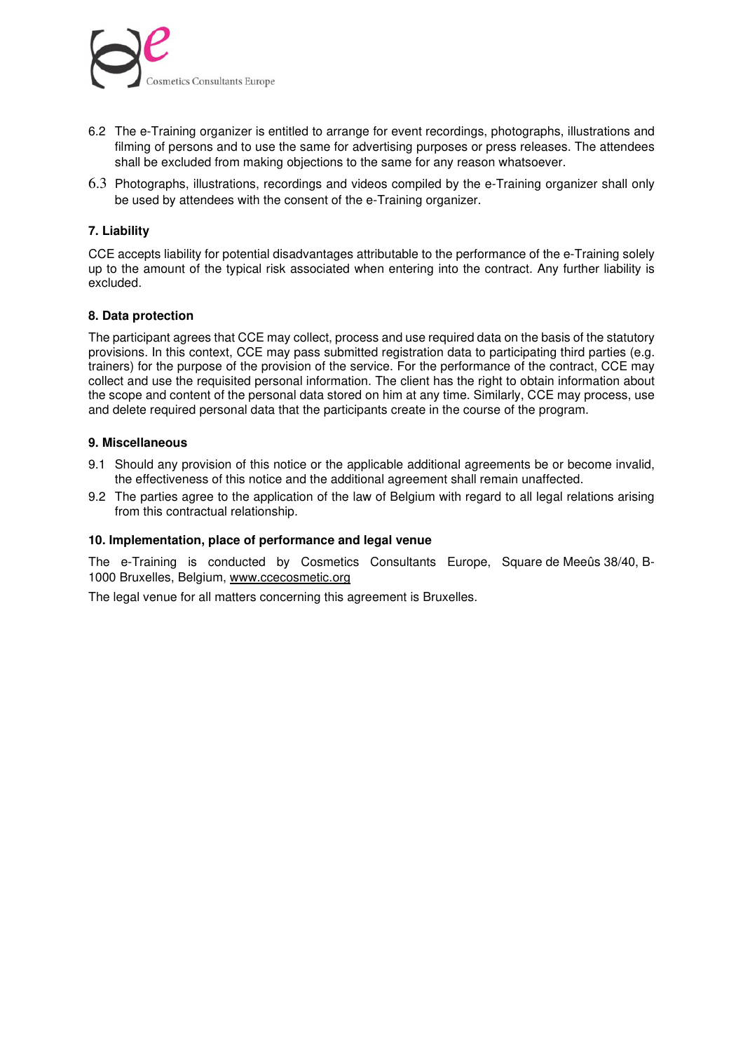6.2 The e-Training organizer is entitled to arrange for event recordings, photographs, illustrations and filming of persons and to use the same for advertising purposes or press releases. The attendees shall be excluded from making objections to the same for any reason whatsoever.

6.3 Photographs, illustrations, recordings and videos compiled by the e-Training organizer shall only be used by attendees with the consent of the e-Training organizer.

**7. Liability**

CCE accepts liability for potential disadvantages attributable to the performance of the e-Training solely up to the amount of the typical risk associated when entering into the contract. Any further liability is excluded.

**8. Data protection**

The participant agrees that CCE may collect, process and use required data on the basis of the statutory provisions. In this context, CCE may pass submitted registration data to participating third parties (e.g. trainers) for the purpose of the provision of the service. For the performance of the contract, CCE may collect and use the requisited personal information. The client has the right to obtain information about the scope and content of the personal data stored on him at any time. Similarly, CCE may process, use and delete required personal data that the participants create in the course of the program.

**9. Miscellaneous**

9.1 Should any provision of this notice or the applicable additional agreements be or become invalid, the effectiveness of this notice and the additional agreement shall remain unaffected.

9.2 The parties agree to the application of the law of Belgium with regard to all legal relations arising from this contractual relationship.

**10. Implementation, place of performance and legal venue**

The e-Training is conducted by Cosmetics Consultants Europe, Square de Meeûs 38/40, B-1000 Bruxelles, Belgium, www.ccecosmetic.org

The legal venue for all matters concerning this agreement is Bruxelles.